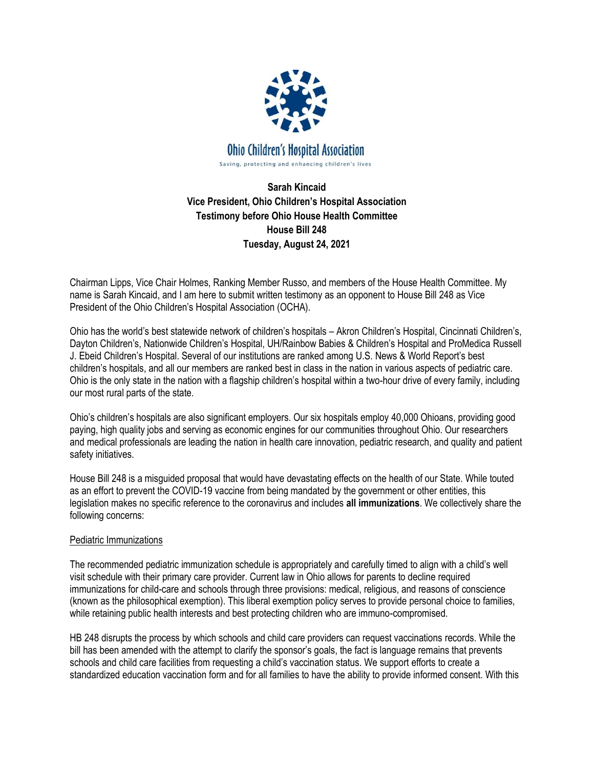Ohio Children's Hospital Association

Saving, protecting and enhancing children's lives

**Sarah Kincaid**
**Vice President, Ohio Children's Hospital Association**
**Testimony before Ohio House Health Committee**
**House Bill 248**
**Tuesday, August 24, 2021**

Chairman Lipps, Vice Chair Holmes, Ranking Member Russo, and members of the House Health Committee. My name is Sarah Kincaid, and I am here to submit written testimony as an opponent to House Bill 248 as Vice President of the Ohio Children's Hospital Association (OCHA).

Ohio has the world's best statewide network of children's hospitals – Akron Children's Hospital, Cincinnati Children's, Dayton Children's, Nationwide Children's Hospital, UH/Rainbow Babies & Children's Hospital and ProMedica Russell J. Ebeid Children's Hospital. Several of our institutions are ranked among U.S. News & World Report's best children's hospitals, and all our members are ranked best in class in the nation in various aspects of pediatric care. Ohio is the only state in the nation with a flagship children's hospital within a two-hour drive of every family, including our most rural parts of the state.

Ohio's children's hospitals are also significant employers. Our six hospitals employ 40,000 Ohioans, providing good paying, high quality jobs and serving as economic engines for our communities throughout Ohio. Our researchers and medical professionals are leading the nation in health care innovation, pediatric research, and quality and patient safety initiatives.

House Bill 248 is a misguided proposal that would have devastating effects on the health of our State. While touted as an effort to prevent the COVID-19 vaccine from being mandated by the government or other entities, this legislation makes no specific reference to the coronavirus and includes **all immunizations**. We collectively share the following concerns:

<u>Pediatric Immunizations</u>

The recommended pediatric immunization schedule is appropriately and carefully timed to align with a child's well visit schedule with their primary care provider. Current law in Ohio allows for parents to decline required immunizations for child-care and schools through three provisions: medical, religious, and reasons of conscience (known as the philosophical exemption). This liberal exemption policy serves to provide personal choice to families, while retaining public health interests and best protecting children who are immuno-compromised.

HB 248 disrupts the process by which schools and child care providers can request vaccinations records. While the bill has been amended with the attempt to clarify the sponsor's goals, the fact is language remains that prevents schools and child care facilities from requesting a child's vaccination status. We support efforts to create a standardized education vaccination form and for all families to have the ability to provide informed consent. With this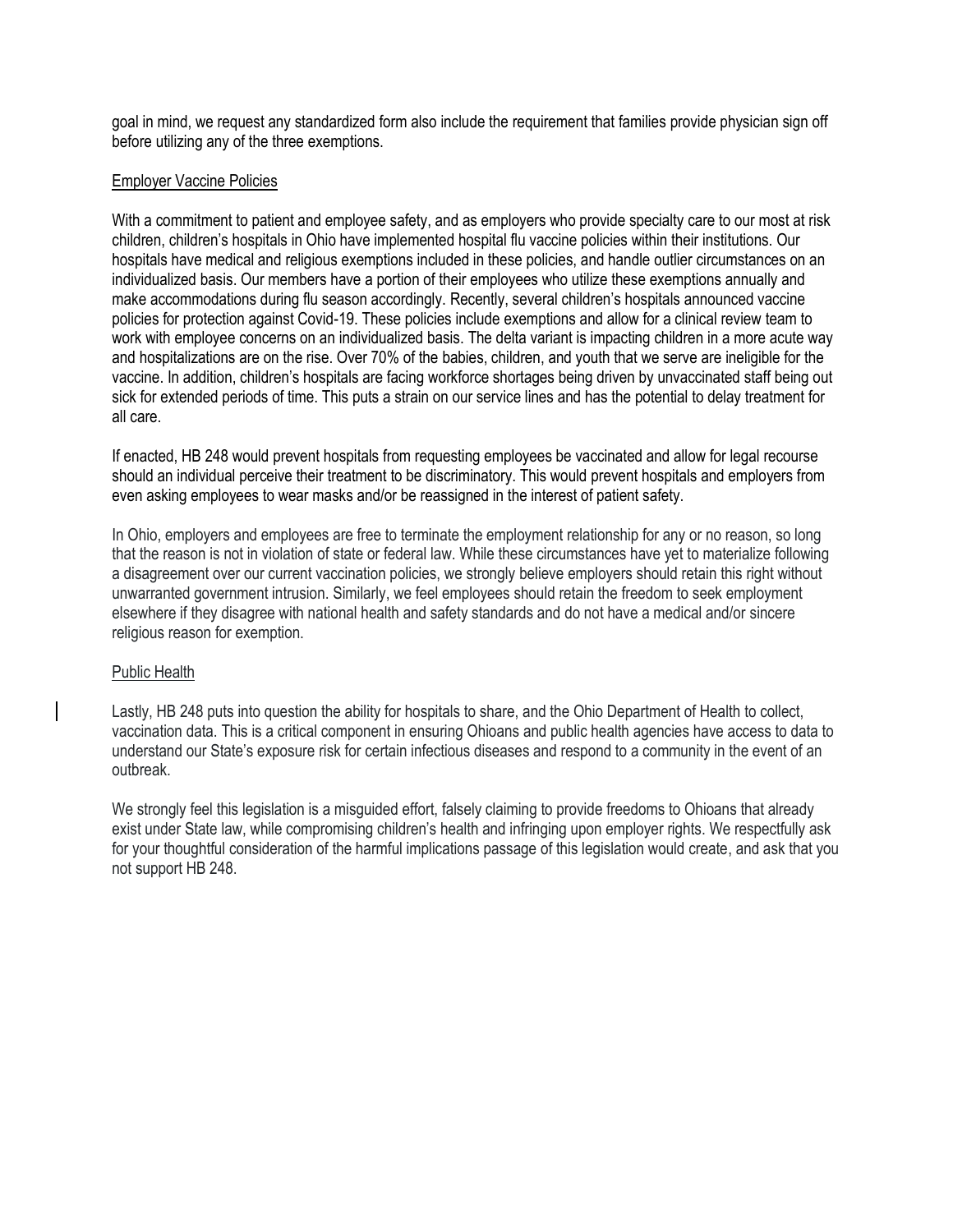goal in mind, we request any standardized form also include the requirement that families provide physician sign off before utilizing any of the three exemptions.

<u>Employer Vaccine Policies</u>

With a commitment to patient and employee safety, and as employers who provide specialty care to our most at risk children, children's hospitals in Ohio have implemented hospital flu vaccine policies within their institutions. Our hospitals have medical and religious exemptions included in these policies, and handle outlier circumstances on an individualized basis. Our members have a portion of their employees who utilize these exemptions annually and make accommodations during flu season accordingly. Recently, several children's hospitals announced vaccine policies for protection against Covid-19. These policies include exemptions and allow for a clinical review team to work with employee concerns on an individualized basis. The delta variant is impacting children in a more acute way and hospitalizations are on the rise. Over 70% of the babies, children, and youth that we serve are ineligible for the vaccine. In addition, children's hospitals are facing workforce shortages being driven by unvaccinated staff being out sick for extended periods of time. This puts a strain on our service lines and has the potential to delay treatment for all care.

If enacted, HB 248 would prevent hospitals from requesting employees be vaccinated and allow for legal recourse should an individual perceive their treatment to be discriminatory. This would prevent hospitals and employers from even asking employees to wear masks and/or be reassigned in the interest of patient safety.

In Ohio, employers and employees are free to terminate the employment relationship for any or no reason, so long that the reason is not in violation of state or federal law. While these circumstances have yet to materialize following a disagreement over our current vaccination policies, we strongly believe employers should retain this right without unwarranted government intrusion. Similarly, we feel employees should retain the freedom to seek employment elsewhere if they disagree with national health and safety standards and do not have a medical and/or sincere religious reason for exemption.

<u>Public Health</u>

Lastly, HB 248 puts into question the ability for hospitals to share, and the Ohio Department of Health to collect, vaccination data. This is a critical component in ensuring Ohioans and public health agencies have access to data to understand our State's exposure risk for certain infectious diseases and respond to a community in the event of an outbreak.

We strongly feel this legislation is a misguided effort, falsely claiming to provide freedoms to Ohioans that already exist under State law, while compromising children's health and infringing upon employer rights. We respectfully ask for your thoughtful consideration of the harmful implications passage of this legislation would create, and ask that you not support HB 248.